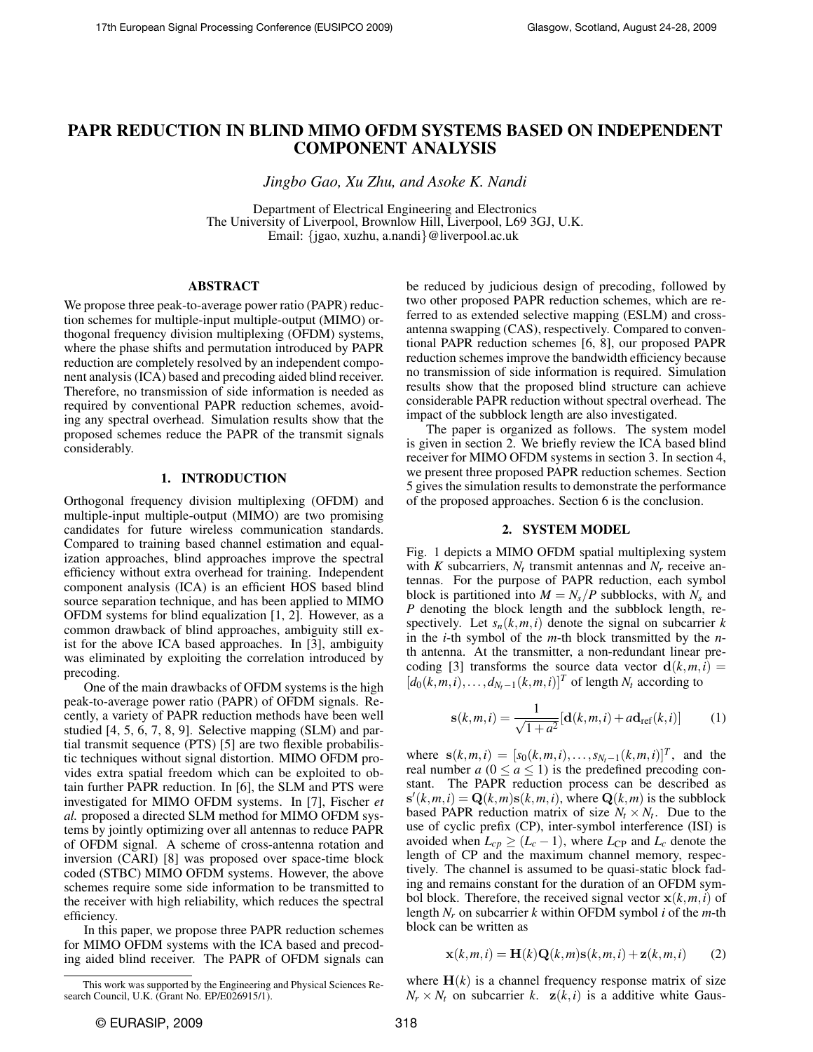# PAPR REDUCTION IN BLIND MIMO OFDM SYSTEMS BASED ON INDEPENDENT COMPONENT ANALYSIS

*Jingbo Gao, Xu Zhu, and Asoke K. Nandi*

Department of Electrical Engineering and Electronics
The University of Liverpool, Brownlow Hill, Liverpool, L69 3GJ, U.K.
Email: {jgao, xuzhu, a.nandi}@liverpool.ac.uk

## ABSTRACT

We propose three peak-to-average power ratio (PAPR) reduction schemes for multiple-input multiple-output (MIMO) orthogonal frequency division multiplexing (OFDM) systems, where the phase shifts and permutation introduced by PAPR reduction are completely resolved by an independent component analysis (ICA) based and precoding aided blind receiver. Therefore, no transmission of side information is needed as required by conventional PAPR reduction schemes, avoiding any spectral overhead. Simulation results show that the proposed schemes reduce the PAPR of the transmit signals considerably.

## 1. INTRODUCTION

Orthogonal frequency division multiplexing (OFDM) and multiple-input multiple-output (MIMO) are two promising candidates for future wireless communication standards. Compared to training based channel estimation and equalization approaches, blind approaches improve the spectral efficiency without extra overhead for training. Independent component analysis (ICA) is an efficient HOS based blind source separation technique, and has been applied to MIMO OFDM systems for blind equalization [1, 2]. However, as a common drawback of blind approaches, ambiguity still exist for the above ICA based approaches. In [3], ambiguity was eliminated by exploiting the correlation introduced by precoding.

One of the main drawbacks of OFDM systems is the high peak-to-average power ratio (PAPR) of OFDM signals. Recently, a variety of PAPR reduction methods have been well studied [4, 5, 6, 7, 8, 9]. Selective mapping (SLM) and partial transmit sequence (PTS) [5] are two flexible probabilistic techniques without signal distortion. MIMO OFDM provides extra spatial freedom which can be exploited to obtain further PAPR reduction. In [6], the SLM and PTS were investigated for MIMO OFDM systems. In [7], Fischer *et al.* proposed a directed SLM method for MIMO OFDM systems by jointly optimizing over all antennas to reduce PAPR of OFDM signal. A scheme of cross-antenna rotation and inversion (CARI) [8] was proposed over space-time block coded (STBC) MIMO OFDM systems. However, the above schemes require some side information to be transmitted to the receiver with high reliability, which reduces the spectral efficiency.

In this paper, we propose three PAPR reduction schemes for MIMO OFDM systems with the ICA based and precoding aided blind receiver. The PAPR of OFDM signals can be reduced by judicious design of precoding, followed by two other proposed PAPR reduction schemes, which are referred to as extended selective mapping (ESLM) and cross-antenna swapping (CAS), respectively. Compared to conventional PAPR reduction schemes [6, 8], our proposed PAPR reduction schemes improve the bandwidth efficiency because no transmission of side information is required. Simulation results show that the proposed blind structure can achieve considerable PAPR reduction without spectral overhead. The impact of the subblock length are also investigated.

The paper is organized as follows. The system model is given in section 2. We briefly review the ICA based blind receiver for MIMO OFDM systems in section 3. In section 4, we present three proposed PAPR reduction schemes. Section 5 gives the simulation results to demonstrate the performance of the proposed approaches. Section 6 is the conclusion.

## 2. SYSTEM MODEL

Fig. 1 depicts a MIMO OFDM spatial multiplexing system with $K$ subcarriers, $N_t$ transmit antennas and $N_r$ receive antennas. For the purpose of PAPR reduction, each symbol block is partitioned into $M = N_s/P$ subblocks, with $N_s$ and $P$ denoting the block length and the subblock length, respectively. Let $s_n(k,m,i)$ denote the signal on subcarrier $k$ in the $i$-th symbol of the $m$-th block transmitted by the $n$-th antenna. At the transmitter, a non-redundant linear precoding [3] transforms the source data vector $\mathbf{d}(k,m,i) = [d_0(k,m,i), \ldots, d_{N_t-1}(k,m,i)]^T$ of length $N_t$ according to

$$\mathbf{s}(k,m,i) = \frac{1}{\sqrt{1+a^2}}[\mathbf{d}(k,m,i) + a\mathbf{d}_{\text{ref}}(k,i)] \qquad (1)$$

where $\mathbf{s}(k,m,i) = [s_0(k,m,i), \ldots, s_{N_t-1}(k,m,i)]^T$, and the real number $a$ ($0 \leq a \leq 1$) is the predefined precoding constant. The PAPR reduction process can be described as $\mathbf{s}'(k,m,i) = \mathbf{Q}(k,m)\mathbf{s}(k,m,i)$, where $\mathbf{Q}(k,m)$ is the subblock based PAPR reduction matrix of size $N_t \times N_t$. Due to the use of cyclic prefix (CP), inter-symbol interference (ISI) is avoided when $L_{cp} \geq (L_c - 1)$, where $L_{\text{CP}}$ and $L_c$ denote the length of CP and the maximum channel memory, respectively. The channel is assumed to be quasi-static block fading and remains constant for the duration of an OFDM symbol block. Therefore, the received signal vector $\mathbf{x}(k,m,i)$ of length $N_r$ on subcarrier $k$ within OFDM symbol $i$ of the $m$-th block can be written as

$$\mathbf{x}(k,m,i) = \mathbf{H}(k)\mathbf{Q}(k,m)\mathbf{s}(k,m,i) + \mathbf{z}(k,m,i) \qquad (2)$$

where $\mathbf{H}(k)$ is a channel frequency response matrix of size $N_r \times N_t$ on subcarrier $k$. $\mathbf{z}(k,i)$ is a additive white Gaus-

This work was supported by the Engineering and Physical Sciences Research Council, U.K. (Grant No. EP/E026915/1).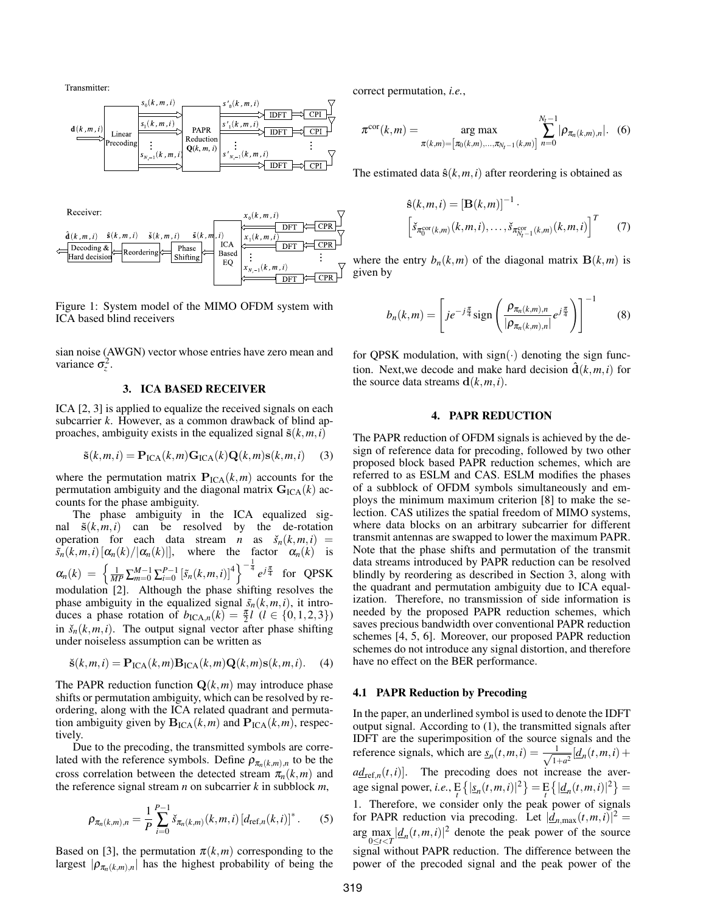Figure 1: System model of the MIMO OFDM system with ICA based blind receivers

sian noise (AWGN) vector whose entries have zero mean and variance $\sigma_z^2$.

### 3. ICA BASED RECEIVER

ICA [2, 3] is applied to equalize the received signals on each subcarrier $k$. However, as a common drawback of blind approaches, ambiguity exists in the equalized signal $\tilde{\mathbf{s}}(k,m,i)$

$$\tilde{\mathbf{s}}(k,m,i) = \mathbf{P}_{\text{ICA}}(k,m)\mathbf{G}_{\text{ICA}}(k)\mathbf{Q}(k,m)\mathbf{s}(k,m,i) \quad (3)$$

where the permutation matrix $\mathbf{P}_{\text{ICA}}(k,m)$ accounts for the permutation ambiguity and the diagonal matrix $\mathbf{G}_{\text{ICA}}(k)$ accounts for the phase ambiguity.

The phase ambiguity in the ICA equalized signal $\tilde{\mathbf{s}}(k,m,i)$ can be resolved by the de-rotation operation for each data stream $n$ as $\check{s}_n(k,m,i) = \tilde{s}_n(k,m,i)\left[\alpha_n(k)/|\alpha_n(k)|\right]$, where the factor $\alpha_n(k)$ is $\alpha_n(k) = \left\{\frac{1}{MP}\sum_{m=0}^{M-1}\sum_{i=0}^{P-1}\left[\tilde{s}_n(k,m,i)\right]^4\right\}^{-\frac{1}{4}} e^{j\frac{\pi}{4}}$ for QPSK modulation [2]. Although the phase shifting resolves the phase ambiguity in the equalized signal $\tilde{s}_n(k,m,i)$, it introduces a phase rotation of $b_{\text{ICA},n}(k) = \frac{\pi}{2}l$ $(l \in \{0,1,2,3\})$ in $\check{s}_n(k,m,i)$. The output signal vector after phase shifting under noiseless assumption can be written as

$$\check{\mathbf{s}}(k,m,i) = \mathbf{P}_{\text{ICA}}(k,m)\mathbf{B}_{\text{ICA}}(k,m)\mathbf{Q}(k,m)\mathbf{s}(k,m,i). \quad (4)$$

The PAPR reduction function $\mathbf{Q}(k,m)$ may introduce phase shifts or permutation ambiguity, which can be resolved by reordering, along with the ICA related quadrant and permutation ambiguity given by $\mathbf{B}_{\text{ICA}}(k,m)$ and $\mathbf{P}_{\text{ICA}}(k,m)$, respectively.

Due to the precoding, the transmitted symbols are correlated with the reference symbols. Define $\rho_{\pi_n(k,m),n}$ to be the cross correlation between the detected stream $\pi_n(k,m)$ and the reference signal stream $n$ on subcarrier $k$ in subblock $m$,

$$\rho_{\pi_n(k,m),n} = \frac{1}{P}\sum_{i=0}^{P-1}\check{s}_{\pi_n(k,m)}(k,m,i)\left[d_{\text{ref},n}(k,i)\right]^*. \quad (5)$$

Based on [3], the permutation $\pi(k,m)$ corresponding to the largest $|\rho_{\pi_n(k,m),n}|$ has the highest probability of being the correct permutation, *i.e.*,

$$\pi^{\text{cor}}(k,m) = \underset{\pi(k,m)=\left[\pi_0(k,m),\ldots,\pi_{N_t-1}(k,m)\right]}{\arg\max}\sum_{n=0}^{N_t-1}|\rho_{\pi_n(k,m),n}|. \quad (6)$$

The estimated data $\hat{\mathbf{s}}(k,m,i)$ after reordering is obtained as

$$\hat{\mathbf{s}}(k,m,i) = \left[\mathbf{B}(k,m)\right]^{-1}\cdot \left[\check{s}_{\pi_0^{\text{cor}}(k,m)}(k,m,i),\ldots,\check{s}_{\pi_{N_t-1}^{\text{cor}}(k,m)}(k,m,i)\right]^T \quad (7)$$

where the entry $b_n(k,m)$ of the diagonal matrix $\mathbf{B}(k,m)$ is given by

$$b_n(k,m) = \left[je^{-j\frac{\pi}{4}}\,\text{sign}\left(\frac{\rho_{\pi_n(k,m),n}}{|\rho_{\pi_n(k,m),n}|}e^{j\frac{\pi}{4}}\right)\right]^{-1} \quad (8)$$

for QPSK modulation, with $\text{sign}(\cdot)$ denoting the sign function. Next,we decode and make hard decision $\hat{\mathbf{d}}(k,m,i)$ for the source data streams $\mathbf{d}(k,m,i)$.

### 4. PAPR REDUCTION

The PAPR reduction of OFDM signals is achieved by the design of reference data for precoding, followed by two other proposed block based PAPR reduction schemes, which are referred to as ESLM and CAS. ESLM modifies the phases of a subblock of OFDM symbols simultaneously and employs the minimum maximum criterion [8] to make the selection. CAS utilizes the spatial freedom of MIMO systems, where data blocks on an arbitrary subcarrier for different transmit antennas are swapped to lower the maximum PAPR. Note that the phase shifts and permutation of the transmit data streams introduced by PAPR reduction can be resolved blindly by reordering as described in Section 3, along with the quadrant and permutation ambiguity due to ICA equalization. Therefore, no transmission of side information is needed by the proposed PAPR reduction schemes, which saves precious bandwidth over conventional PAPR reduction schemes [4, 5, 6]. Moreover, our proposed PAPR reduction schemes do not introduce any signal distortion, and therefore have no effect on the BER performance.

#### 4.1 PAPR Reduction by Precoding

In the paper, an underlined symbol is used to denote the IDFT output signal. According to (1), the transmitted signals after IDFT are the superimposition of the source signals and the reference signals, which are $\underline{s}_n(t,m,i) = \frac{1}{\sqrt{1+a^2}}\left[\underline{d}_n(t,m,i) + a\underline{d}_{\text{ref},n}(t,i)\right]$. The precoding does not increase the average signal power, *i.e.*, $\underset{t}{\text{E}}\left\{|\underline{s}_n(t,m,i)|^2\right\} = \underset{t}{\text{E}}\left\{|\underline{d}_n(t,m,i)|^2\right\} = 1$. Therefore, we consider only the peak power of signals for PAPR reduction via precoding. Let $|\underline{d}_{n,\max}(t,m,i)|^2 = \underset{0\le t<T}{\arg\max}\,|\underline{d}_n(t,m,i)|^2$ denote the peak power of the source signal without PAPR reduction. The difference between the power of the precoded signal and the peak power of the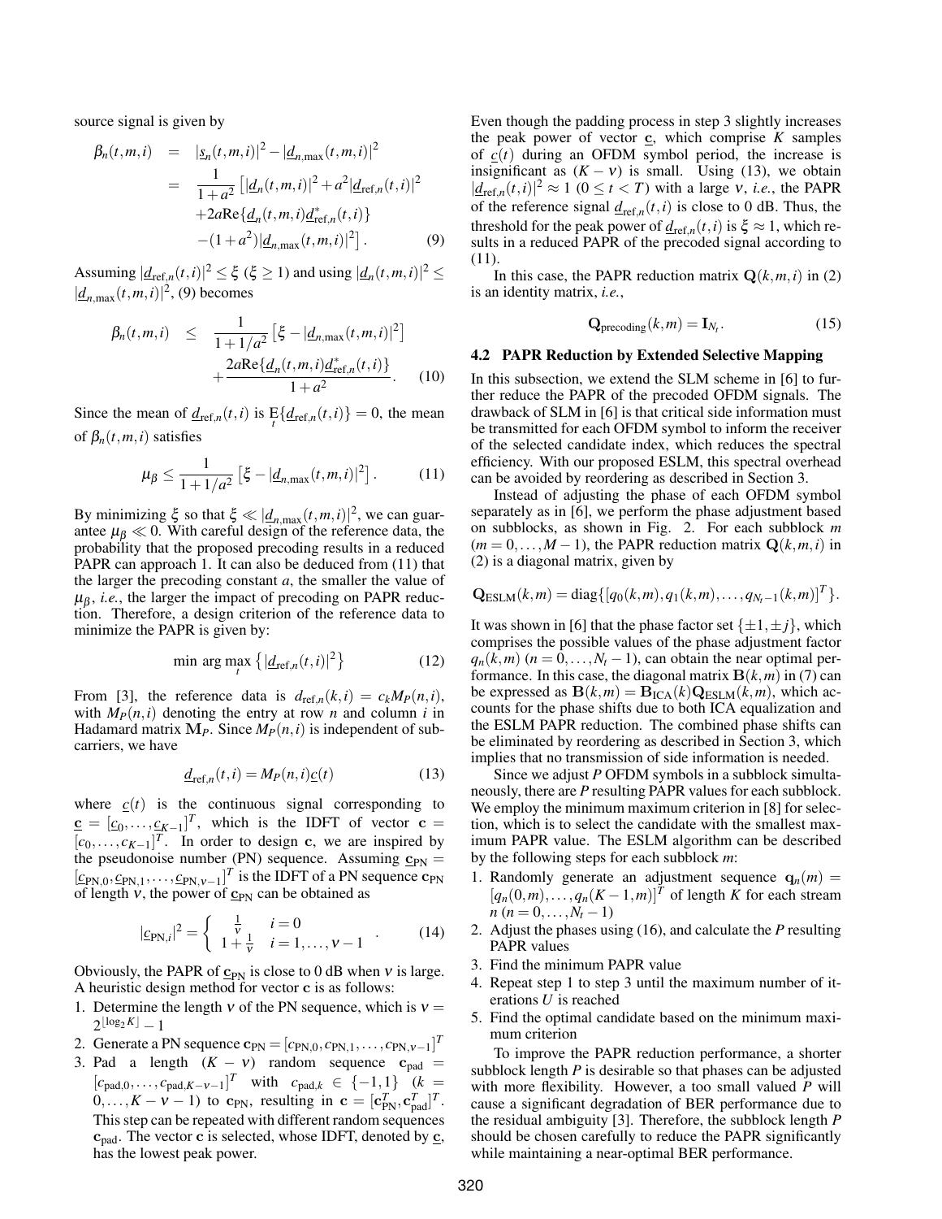source signal is given by

$$\begin{aligned} \beta_n(t,m,i) &= |\underline{s}_n(t,m,i)|^2 - |\underline{d}_{n,\max}(t,m,i)|^2 \\ &= \frac{1}{1+a^2}\left[|\underline{d}_n(t,m,i)|^2 + a^2|\underline{d}_{\mathrm{ref},n}(t,i)|^2 \right. \\ &\quad + 2a\mathrm{Re}\{\underline{d}_n(t,m,i)\underline{d}^*_{\mathrm{ref},n}(t,i)\} \\ &\quad \left. -(1+a^2)|\underline{d}_{n,\max}(t,m,i)|^2\right]. \end{aligned} \tag{9}$$

Assuming $|\underline{d}_{\mathrm{ref},n}(t,i)|^2 \leq \xi$ ($\xi \geq 1$) and using $|\underline{d}_n(t,m,i)|^2 \leq |\underline{d}_{n,\max}(t,m,i)|^2$, (9) becomes

$$\begin{aligned} \beta_n(t,m,i) &\leq \frac{1}{1+1/a^2}\left[\xi - |\underline{d}_{n,\max}(t,m,i)|^2\right] \\ &\quad + \frac{2a\mathrm{Re}\{\underline{d}_n(t,m,i)\underline{d}^*_{\mathrm{ref},n}(t,i)\}}{1+a^2}. \end{aligned} \tag{10}$$

Since the mean of $\underline{d}_{\mathrm{ref},n}(t,i)$ is $\underset{t}{\mathrm{E}}\{\underline{d}_{\mathrm{ref},n}(t,i)\} = 0$, the mean of $\beta_n(t,m,i)$ satisfies

$$\mu_\beta \leq \frac{1}{1+1/a^2}\left[\xi - |\underline{d}_{n,\max}(t,m,i)|^2\right]. \tag{11}$$

By minimizing $\xi$ so that $\xi \ll |\underline{d}_{n,\max}(t,m,i)|^2$, we can guarantee $\mu_\beta \ll 0$. With careful design of the reference data, the probability that the proposed precoding results in a reduced PAPR can approach 1. It can also be deduced from (11) that the larger the precoding constant $a$, the smaller the value of $\mu_\beta$, *i.e.*, the larger the impact of precoding on PAPR reduction. Therefore, a design criterion of the reference data to minimize the PAPR is given by:

$$\min \arg \max_t \left\{|\underline{d}_{\mathrm{ref},n}(t,i)|^2\right\} \tag{12}$$

From [3], the reference data is $d_{\mathrm{ref},n}(k,i) = c_k M_P(n,i)$, with $M_P(n,i)$ denoting the entry at row $n$ and column $i$ in Hadamard matrix $\mathbf{M}_P$. Since $M_P(n,i)$ is independent of subcarriers, we have

$$\underline{d}_{\mathrm{ref},n}(t,i) = M_P(n,i)\underline{c}(t) \tag{13}$$

where $\underline{c}(t)$ is the continuous signal corresponding to $\underline{\mathbf{c}} = [\underline{c}_0, \ldots, \underline{c}_{K-1}]^T$, which is the IDFT of vector $\mathbf{c} = [c_0, \ldots, c_{K-1}]^T$. In order to design $\mathbf{c}$, we are inspired by the pseudonoise number (PN) sequence. Assuming $\underline{\mathbf{c}}_{\mathrm{PN}} = [\underline{c}_{\mathrm{PN},0}, \underline{c}_{\mathrm{PN},1}, \ldots, \underline{c}_{\mathrm{PN},\nu-1}]^T$ is the IDFT of a PN sequence $\mathbf{c}_{\mathrm{PN}}$ of length $\nu$, the power of $\underline{\mathbf{c}}_{\mathrm{PN}}$ can be obtained as

$$|\underline{c}_{\mathrm{PN},i}|^2 = \begin{cases} \frac{1}{\nu} & i = 0 \\ 1 + \frac{1}{\nu} & i = 1, \ldots, \nu-1 \end{cases}. \tag{14}$$

Obviously, the PAPR of $\underline{\mathbf{c}}_{\mathrm{PN}}$ is close to 0 dB when $\nu$ is large. A heuristic design method for vector $\mathbf{c}$ is as follows:

1. Determine the length $\nu$ of the PN sequence, which is $\nu = 2^{\lfloor \log_2 K \rfloor} - 1$
2. Generate a PN sequence $\mathbf{c}_{\mathrm{PN}} = [c_{\mathrm{PN},0}, c_{\mathrm{PN},1}, \ldots, c_{\mathrm{PN},\nu-1}]^T$
3. Pad a length $(K-\nu)$ random sequence $\mathbf{c}_{\mathrm{pad}} = [c_{\mathrm{pad},0}, \ldots, c_{\mathrm{pad},K-\nu-1}]^T$ with $c_{\mathrm{pad},k} \in \{-1, 1\}$ ($k = 0, \ldots, K-\nu-1$) to $\mathbf{c}_{\mathrm{PN}}$, resulting in $\mathbf{c} = [\mathbf{c}_{\mathrm{PN}}^T, \mathbf{c}_{\mathrm{pad}}^T]^T$. This step can be repeated with different random sequences $\mathbf{c}_{\mathrm{pad}}$. The vector $\mathbf{c}$ is selected, whose IDFT, denoted by $\underline{\mathbf{c}}$, has the lowest peak power.

Even though the padding process in step 3 slightly increases the peak power of vector $\underline{\mathbf{c}}$, which comprise $K$ samples of $\underline{c}(t)$ during an OFDM symbol period, the increase is insignificant as $(K-\nu)$ is small. Using (13), we obtain $|\underline{d}_{\mathrm{ref},n}(t,i)|^2 \approx 1$ ($0 \leq t < T$) with a large $\nu$, *i.e.*, the PAPR of the reference signal $\underline{d}_{\mathrm{ref},n}(t,i)$ is close to 0 dB. Thus, the threshold for the peak power of $\underline{d}_{\mathrm{ref},n}(t,i)$ is $\xi \approx 1$, which results in a reduced PAPR of the precoded signal according to (11).

In this case, the PAPR reduction matrix $\mathbf{Q}(k,m,i)$ in (2) is an identity matrix, *i.e.*,

$$\mathbf{Q}_{\mathrm{precoding}}(k,m) = \mathbf{I}_{N_t}. \tag{15}$$

### 4.2 PAPR Reduction by Extended Selective Mapping

In this subsection, we extend the SLM scheme in [6] to further reduce the PAPR of the precoded OFDM signals. The drawback of SLM in [6] is that critical side information must be transmitted for each OFDM symbol to inform the receiver of the selected candidate index, which reduces the spectral efficiency. With our proposed ESLM, this spectral overhead can be avoided by reordering as described in Section 3.

Instead of adjusting the phase of each OFDM symbol separately as in [6], we perform the phase adjustment based on subblocks, as shown in Fig. 2. For each subblock $m$ ($m = 0, \ldots, M-1$), the PAPR reduction matrix $\mathbf{Q}(k,m,i)$ in (2) is a diagonal matrix, given by

$$\mathbf{Q}_{\mathrm{ESLM}}(k,m) = \mathrm{diag}\{[q_0(k,m), q_1(k,m), \ldots, q_{N_t-1}(k,m)]^T\}.$$

It was shown in [6] that the phase factor set $\{\pm 1, \pm j\}$, which comprises the possible values of the phase adjustment factor $q_n(k,m)$ ($n = 0, \ldots, N_t-1$), can obtain the near optimal performance. In this case, the diagonal matrix $\mathbf{B}(k,m)$ in (7) can be expressed as $\mathbf{B}(k,m) = \mathbf{B}_{\mathrm{ICA}}(k)\mathbf{Q}_{\mathrm{ESLM}}(k,m)$, which accounts for the phase shifts due to both ICA equalization and the ESLM PAPR reduction. The combined phase shifts can be eliminated by reordering as described in Section 3, which implies that no transmission of side information is needed.

Since we adjust $P$ OFDM symbols in a subblock simultaneously, there are $P$ resulting PAPR values for each subblock. We employ the minimum maximum criterion in [8] for selection, which is to select the candidate with the smallest maximum PAPR value. The ESLM algorithm can be described by the following steps for each subblock $m$:

1. Randomly generate an adjustment sequence $\mathbf{q}_n(m) = [q_n(0,m), \ldots, q_n(K-1,m)]^T$ of length $K$ for each stream $n$ ($n = 0, \ldots, N_t-1$)
2. Adjust the phases using (16), and calculate the $P$ resulting PAPR values
3. Find the minimum PAPR value
4. Repeat step 1 to step 3 until the maximum number of iterations $U$ is reached
5. Find the optimal candidate based on the minimum maximum criterion

To improve the PAPR reduction performance, a shorter subblock length $P$ is desirable so that phases can be adjusted with more flexibility. However, a too small valued $P$ will cause a significant degradation of BER performance due to the residual ambiguity [3]. Therefore, the subblock length $P$ should be chosen carefully to reduce the PAPR significantly while maintaining a near-optimal BER performance.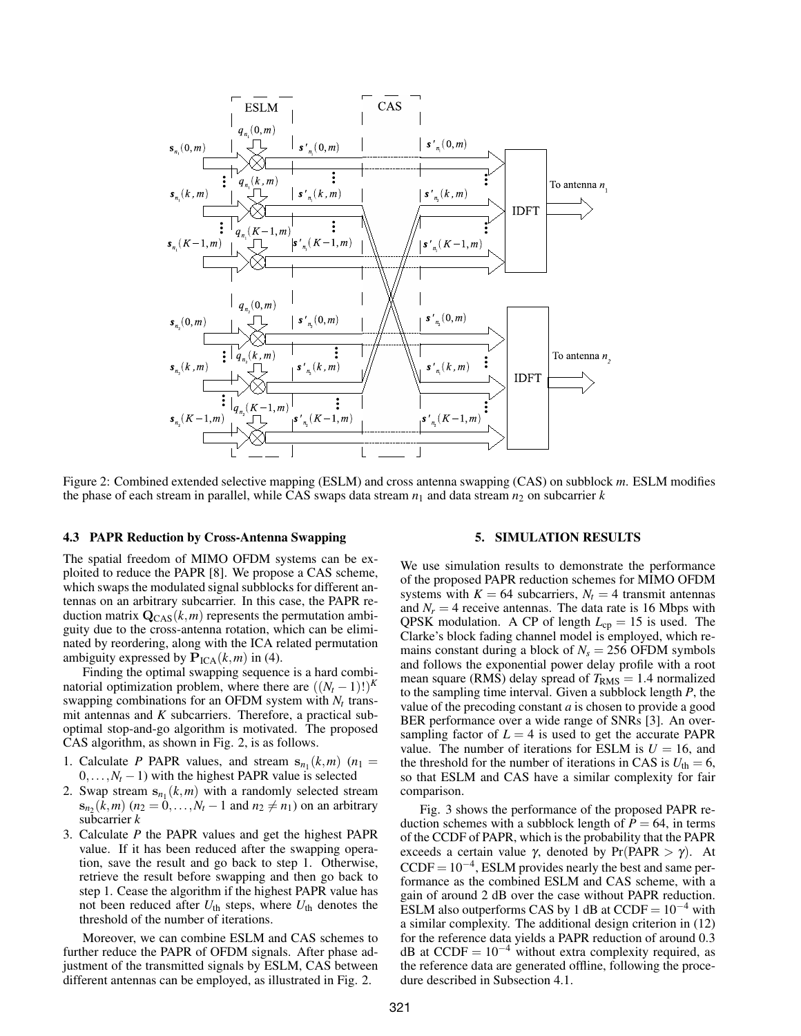Figure 2: Combined extended selective mapping (ESLM) and cross antenna swapping (CAS) on subblock $m$. ESLM modifies the phase of each stream in parallel, while CAS swaps data stream $n_1$ and data stream $n_2$ on subcarrier $k$

### 4.3 PAPR Reduction by Cross-Antenna Swapping

The spatial freedom of MIMO OFDM systems can be exploited to reduce the PAPR [8]. We propose a CAS scheme, which swaps the modulated signal subblocks for different antennas on an arbitrary subcarrier. In this case, the PAPR reduction matrix $\mathbf{Q}_{\mathrm{CAS}}(k,m)$ represents the permutation ambiguity due to the cross-antenna rotation, which can be eliminated by reordering, along with the ICA related permutation ambiguity expressed by $\mathbf{P}_{\mathrm{ICA}}(k,m)$ in (4).

Finding the optimal swapping sequence is a hard combinatorial optimization problem, where there are $((N_t-1)!)^K$ swapping combinations for an OFDM system with $N_t$ transmit antennas and $K$ subcarriers. Therefore, a practical suboptimal stop-and-go algorithm is motivated. The proposed CAS algorithm, as shown in Fig. 2, is as follows.

1. Calculate $P$ PAPR values, and stream $\mathbf{s}_{n_1}(k,m)$ ($n_1 = 0,\ldots,N_t-1$) with the highest PAPR value is selected
2. Swap stream $\mathbf{s}_{n_1}(k,m)$ with a randomly selected stream $\mathbf{s}_{n_2}(k,m)$ ($n_2 = 0,\ldots,N_t-1$ and $n_2 \neq n_1$) on an arbitrary subcarrier $k$
3. Calculate $P$ the PAPR values and get the highest PAPR value. If it has been reduced after the swapping operation, save the result and go back to step 1. Otherwise, retrieve the result before swapping and then go back to step 1. Cease the algorithm if the highest PAPR value has not been reduced after $U_{\mathrm{th}}$ steps, where $U_{\mathrm{th}}$ denotes the threshold of the number of iterations.

Moreover, we can combine ESLM and CAS schemes to further reduce the PAPR of OFDM signals. After phase adjustment of the transmitted signals by ESLM, CAS between different antennas can be employed, as illustrated in Fig. 2.

## 5. SIMULATION RESULTS

We use simulation results to demonstrate the performance of the proposed PAPR reduction schemes for MIMO OFDM systems with $K = 64$ subcarriers, $N_t = 4$ transmit antennas and $N_r = 4$ receive antennas. The data rate is 16 Mbps with QPSK modulation. A CP of length $L_{\mathrm{cp}} = 15$ is used. The Clarke's block fading channel model is employed, which remains constant during a block of $N_s = 256$ OFDM symbols and follows the exponential power delay profile with a root mean square (RMS) delay spread of $T_{\mathrm{RMS}} = 1.4$ normalized to the sampling time interval. Given a subblock length $P$, the value of the precoding constant $a$ is chosen to provide a good BER performance over a wide range of SNRs [3]. An oversampling factor of $L = 4$ is used to get the accurate PAPR value. The number of iterations for ESLM is $U = 16$, and the threshold for the number of iterations in CAS is $U_{\mathrm{th}} = 6$, so that ESLM and CAS have a similar complexity for fair comparison.

Fig. 3 shows the performance of the proposed PAPR reduction schemes with a subblock length of $P = 64$, in terms of the CCDF of PAPR, which is the probability that the PAPR exceeds a certain value $\gamma$, denoted by $\Pr(\mathrm{PAPR} > \gamma)$. At $\mathrm{CCDF} = 10^{-4}$, ESLM provides nearly the best and same performance as the combined ESLM and CAS scheme, with a gain of around 2 dB over the case without PAPR reduction. ESLM also outperforms CAS by 1 dB at $\mathrm{CCDF} = 10^{-4}$ with a similar complexity. The additional design criterion in (12) for the reference data yields a PAPR reduction of around 0.3 dB at $\mathrm{CCDF} = 10^{-4}$ without extra complexity required, as the reference data are generated offline, following the procedure described in Subsection 4.1.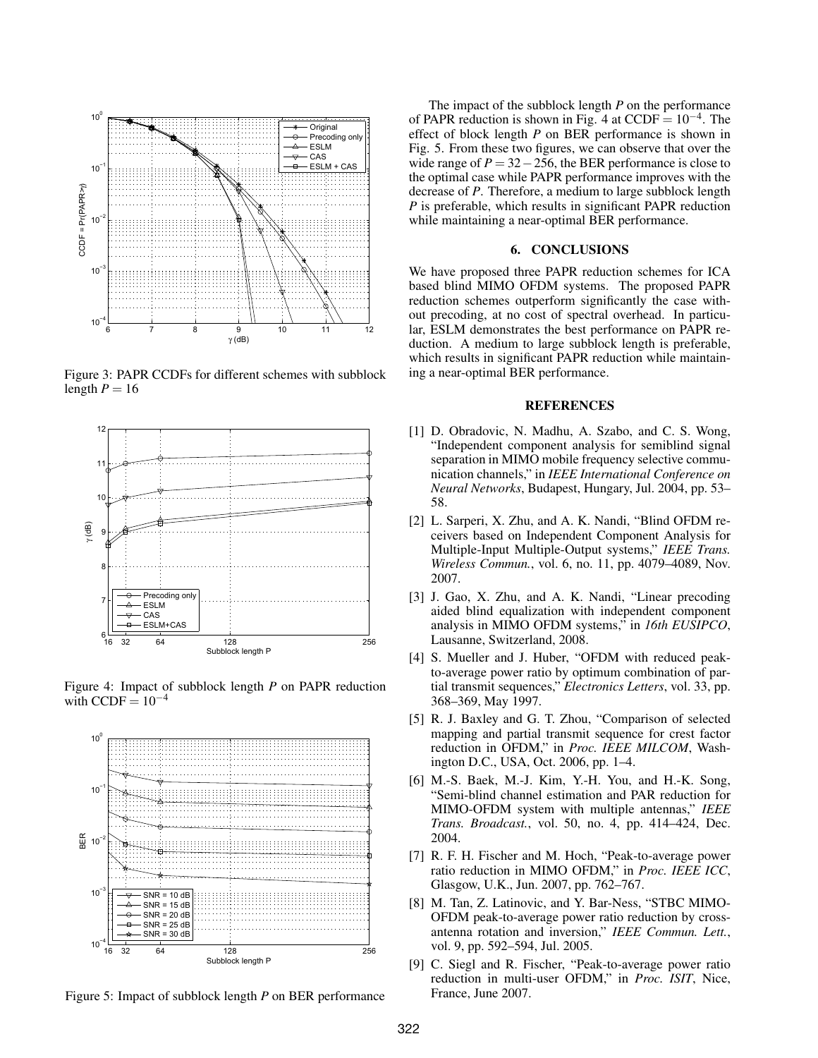1
10^0
10^−1
10^−2
10^−3
10^−4
CCDF = Pr(PAPR>γ)
6 7 8 9 10 11 12
γ (dB)
Original
Precoding only
ESLM
CAS
ESLM + CAS

Figure 3: PAPR CCDFs for different schemes with subblock length $P = 16$

12
11
10
9
8
7
6
γ (dB)
16 32 64 128 256
Subblock length P
Precoding only
ESLM
CAS
ESLM+CAS

Figure 4: Impact of subblock length $P$ on PAPR reduction with $\mathrm{CCDF} = 10^{-4}$

10^0
10^−1
10^−2
10^−3
10^−4
BER
16 32 64 128 256
Subblock length P
SNR = 10 dB
SNR = 15 dB
SNR = 20 dB
SNR = 25 dB
SNR = 30 dB

Figure 5: Impact of subblock length $P$ on BER performance

The impact of the subblock length $P$ on the performance of PAPR reduction is shown in Fig. 4 at $\mathrm{CCDF} = 10^{-4}$. The effect of block length $P$ on BER performance is shown in Fig. 5. From these two figures, we can observe that over the wide range of $P = 32 - 256$, the BER performance is close to the optimal case while PAPR performance improves with the decrease of $P$. Therefore, a medium to large subblock length $P$ is preferable, which results in significant PAPR reduction while maintaining a near-optimal BER performance.

## 6. CONCLUSIONS

We have proposed three PAPR reduction schemes for ICA based blind MIMO OFDM systems. The proposed PAPR reduction schemes outperform significantly the case without precoding, at no cost of spectral overhead. In particular, ESLM demonstrates the best performance on PAPR reduction. A medium to large subblock length is preferable, which results in significant PAPR reduction while maintaining a near-optimal BER performance.

## REFERENCES

[1] D. Obradovic, N. Madhu, A. Szabo, and C. S. Wong, "Independent component analysis for semiblind signal separation in MIMO mobile frequency selective communication channels," in *IEEE International Conference on Neural Networks*, Budapest, Hungary, Jul. 2004, pp. 53–58.

[2] L. Sarperi, X. Zhu, and A. K. Nandi, "Blind OFDM receivers based on Independent Component Analysis for Multiple-Input Multiple-Output systems," *IEEE Trans. Wireless Commun.*, vol. 6, no. 11, pp. 4079–4089, Nov. 2007.

[3] J. Gao, X. Zhu, and A. K. Nandi, "Linear precoding aided blind equalization with independent component analysis in MIMO OFDM systems," in *16th EUSIPCO*, Lausanne, Switzerland, 2008.

[4] S. Mueller and J. Huber, "OFDM with reduced peak-to-average power ratio by optimum combination of partial transmit sequences," *Electronics Letters*, vol. 33, pp. 368–369, May 1997.

[5] R. J. Baxley and G. T. Zhou, "Comparison of selected mapping and partial transmit sequence for crest factor reduction in OFDM," in *Proc. IEEE MILCOM*, Washington D.C., USA, Oct. 2006, pp. 1–4.

[6] M.-S. Baek, M.-J. Kim, Y.-H. You, and H.-K. Song, "Semi-blind channel estimation and PAR reduction for MIMO-OFDM system with multiple antennas," *IEEE Trans. Broadcast.*, vol. 50, no. 4, pp. 414–424, Dec. 2004.

[7] R. F. H. Fischer and M. Hoch, "Peak-to-average power ratio reduction in MIMO OFDM," in *Proc. IEEE ICC*, Glasgow, U.K., Jun. 2007, pp. 762–767.

[8] M. Tan, Z. Latinovic, and Y. Bar-Ness, "STBC MIMO-OFDM peak-to-average power ratio reduction by cross-antenna rotation and inversion," *IEEE Commun. Lett.*, vol. 9, pp. 592–594, Jul. 2005.

[9] C. Siegl and R. Fischer, "Peak-to-average power ratio reduction in multi-user OFDM," in *Proc. ISIT*, Nice, France, June 2007.